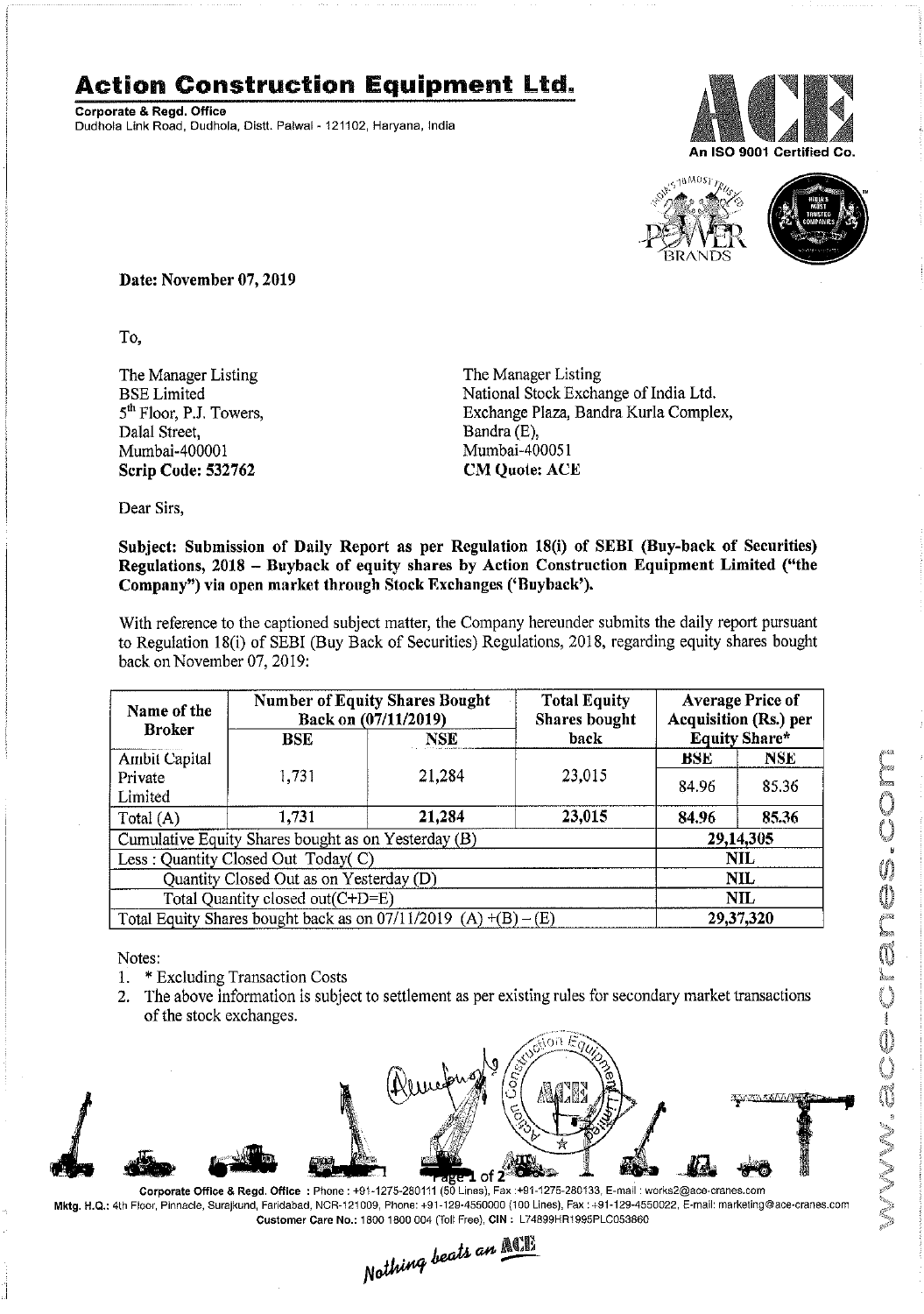# Action Construction Equipment Ltd.

**Corporate & Regd. Office**
Dudhola Link Road, Dudhola, Distt. Palwal - 121102, Haryana, India

An ISO 9001 Certified Co.

**Date: November 07, 2019**

To,

The Manager Listing
BSE Limited
5th Floor, P.J. Towers,
Dalal Street,
Mumbai-400001
**Scrip Code: 532762**

The Manager Listing
National Stock Exchange of India Ltd.
Exchange Plaza, Bandra Kurla Complex,
Bandra (E),
Mumbai-400051
**CM Quote: ACE**

Dear Sirs,

**Subject: Submission of Daily Report as per Regulation 18(i) of SEBI (Buy-back of Securities) Regulations, 2018 – Buyback of equity shares by Action Construction Equipment Limited ("the Company") via open market through Stock Exchanges ('Buyback').**

With reference to the captioned subject matter, the Company hereunder submits the daily report pursuant to Regulation 18(i) of SEBI (Buy Back of Securities) Regulations, 2018, regarding equity shares bought back on November 07, 2019:

| Name of the Broker | Number of Equity Shares Bought Back on (07/11/2019) | | Total Equity Shares bought back | Average Price of Acquisition (Rs.) per Equity Share* | |
|---|---|---|---|---|---|
| | BSE | NSE | | BSE | NSE |
| Ambit Capital Private Limited | 1,731 | 21,284 | 23,015 | 84.96 | 85.36 |
| Total (A) | 1,731 | 21,284 | 23,015 | 84.96 | 85.36 |
| Cumulative Equity Shares bought as on Yesterday (B) | | | | 29,14,305 | |
| Less : Quantity Closed Out Today( C) | | | | NIL | |
| Quantity Closed Out as on Yesterday (D) | | | | NIL | |
| Total Quantity closed out(C+D=E) | | | | NIL | |
| Total Equity Shares bought back as on 07/11/2019 (A) +(B) – (E) | | | | 29,37,320 | |

Notes:

1. * Excluding Transaction Costs
2. The above information is subject to settlement as per existing rules for secondary market transactions of the stock exchanges.

Corporate Office & Regd. Office : Phone : +91-1275-280111 (50 Lines), Fax :+91-1275-280133, E-mail : works2@ace-cranes.com
Mktg. H.Q.: 4th Floor, Pinnacle, Surajkund, Faridabad, NCR-121009, Phone: +91-129-4550000 (100 Lines), Fax : +91-129-4550022, E-mail: marketing@ace-cranes.com
Customer Care No.: 1800 1800 004 (Toll Free), CIN : L74899HR1995PLC053860

Nothing beats an ACE

www.ace-cranes.com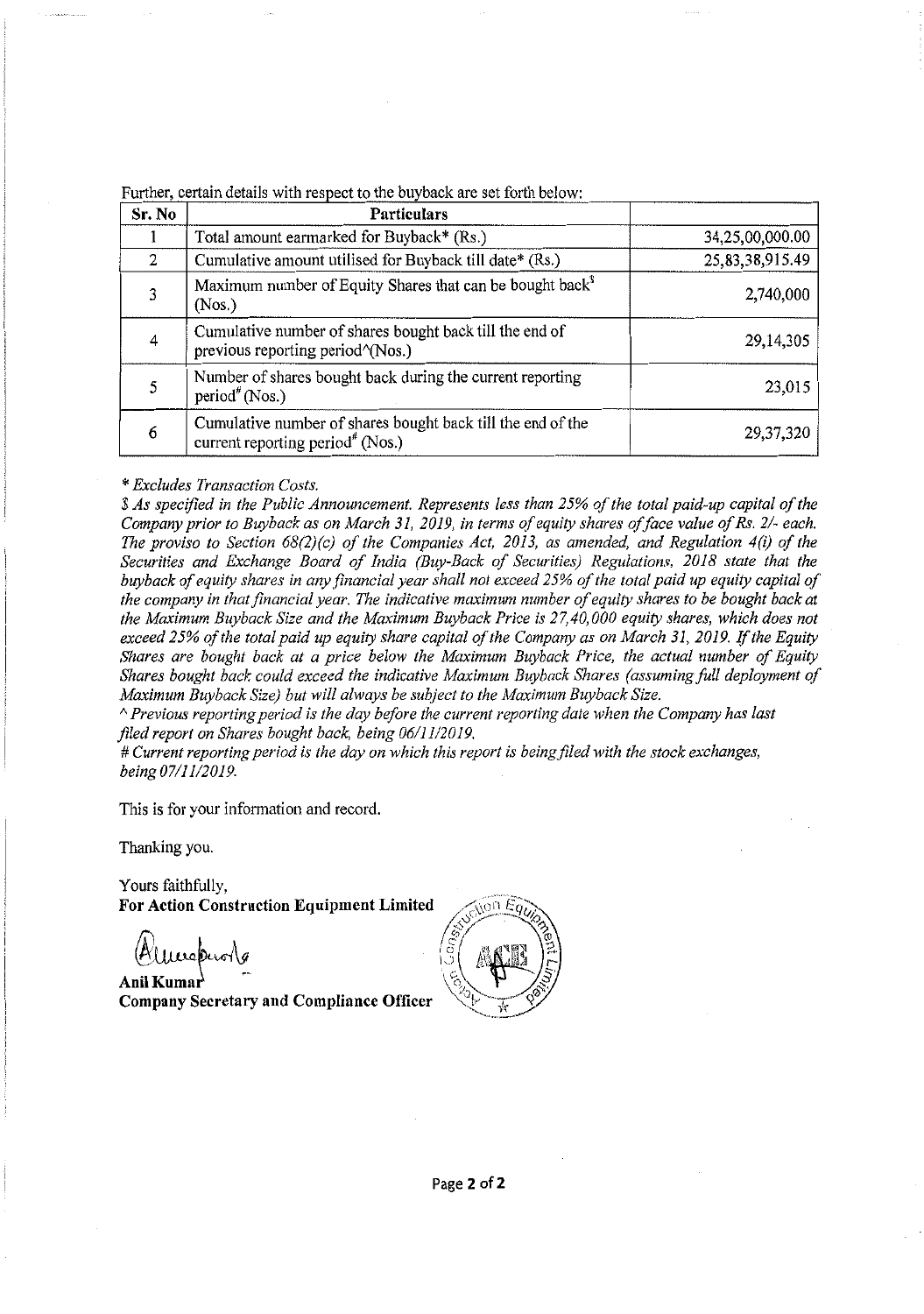Further, certain details with respect to the buyback are set forth below:

| Sr. No | Particulars | |
|---|---|---|
| 1 | Total amount earmarked for Buyback* (Rs.) | 34,25,00,000.00 |
| 2 | Cumulative amount utilised for Buyback till date* (Rs.) | 25,83,38,915.49 |
| 3 | Maximum number of Equity Shares that can be bought back$ (Nos.) | 2,740,000 |
| 4 | Cumulative number of shares bought back till the end of previous reporting period^(Nos.) | 29,14,305 |
| 5 | Number of shares bought back during the current reporting period# (Nos.) | 23,015 |
| 6 | Cumulative number of shares bought back till the end of the current reporting period# (Nos.) | 29,37,320 |

*\* Excludes Transaction Costs.*

*$ As specified in the Public Announcement. Represents less than 25% of the total paid-up capital of the Company prior to Buyback as on March 31, 2019, in terms of equity shares of face value of Rs. 2/- each. The proviso to Section 68(2)(c) of the Companies Act, 2013, as amended, and Regulation 4(i) of the Securities and Exchange Board of India (Buy-Back of Securities) Regulations, 2018 state that the buyback of equity shares in any financial year shall not exceed 25% of the total paid up equity capital of the company in that financial year. The indicative maximum number of equity shares to be bought back at the Maximum Buyback Size and the Maximum Buyback Price is 27,40,000 equity shares, which does not exceed 25% of the total paid up equity share capital of the Company as on March 31, 2019. If the Equity Shares are bought back at a price below the Maximum Buyback Price, the actual number of Equity Shares bought back could exceed the indicative Maximum Buyback Shares (assuming full deployment of Maximum Buyback Size) but will always be subject to the Maximum Buyback Size.*

*^ Previous reporting period is the day before the current reporting date when the Company has last filed report on Shares bought back, being 06/11/2019.*

*# Current reporting period is the day on which this report is being filed with the stock exchanges, being 07/11/2019.*

This is for your information and record.

Thanking you.

Yours faithfully,
**For Action Construction Equipment Limited**

**Anil Kumar**
**Company Secretary and Compliance Officer**